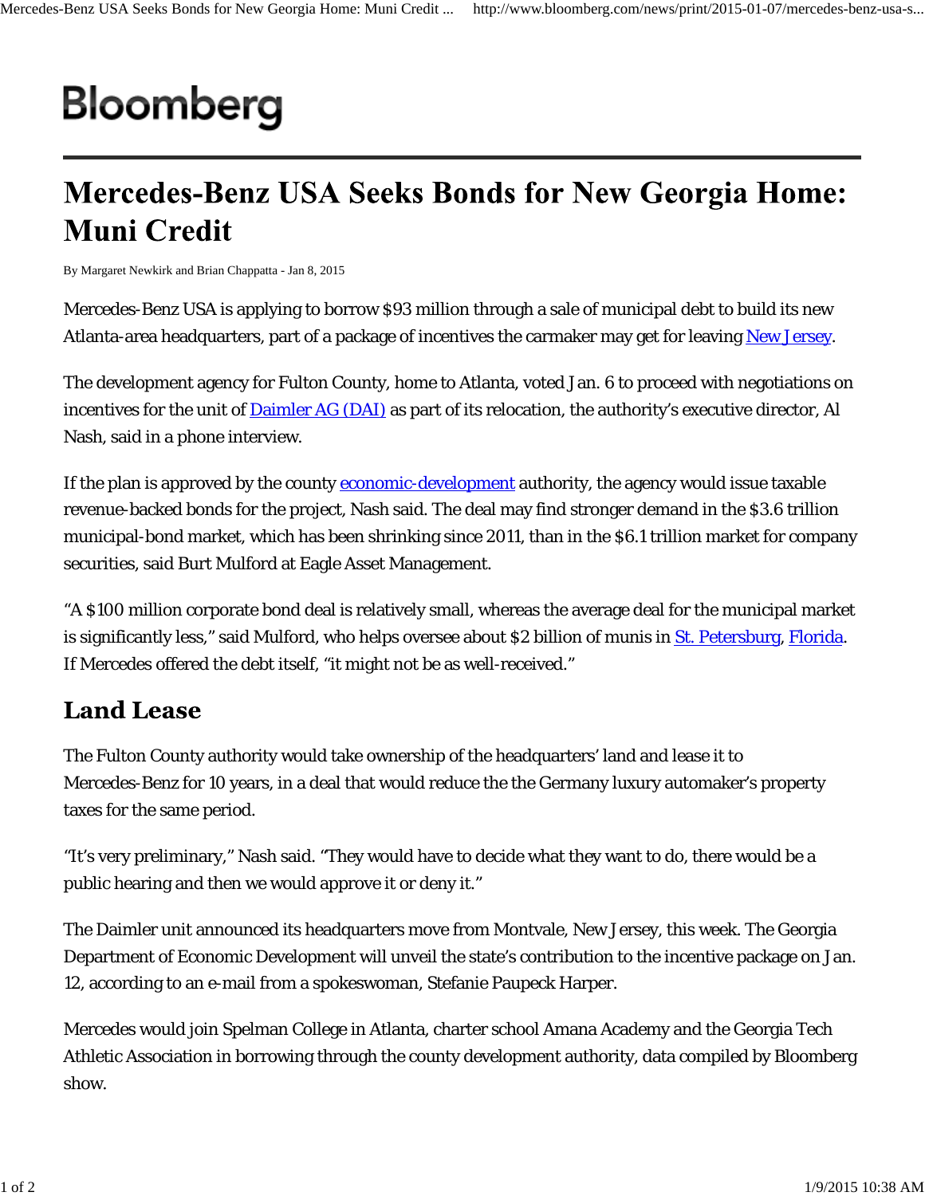# Bloomberg

# Mercedes-Benz USA Seeks Bonds for New Georgia Home: Muni Credit

By Margaret Newkirk and Brian Chappatta - Jan 8, 2015

Mercedes-Benz USA is applying to borrow $93 million through a sale of municipal debt to build its new Atlanta-area headquarters, part of a package of incentives the carmaker may get for leaving New Jersey.

The development agency for Fulton County, home to Atlanta, voted Jan. 6 to proceed with negotiations on incentives for the unit of Daimler AG (DAI) as part of its relocation, the authority's executive director, Al Nash, said in a phone interview.

If the plan is approved by the county economic-development authority, the agency would issue taxable revenue-backed bonds for the project, Nash said. The deal may find stronger demand in the $3.6 trillion municipal-bond market, which has been shrinking since 2011, than in the $6.1 trillion market for company securities, said Burt Mulford at Eagle Asset Management.

"A $100 million corporate bond deal is relatively small, whereas the average deal for the municipal market is significantly less," said Mulford, who helps oversee about $2 billion of munis in St. Petersburg, Florida. If Mercedes offered the debt itself, "it might not be as well-received."

## Land Lease

The Fulton County authority would take ownership of the headquarters' land and lease it to Mercedes-Benz for 10 years, in a deal that would reduce the the Germany luxury automaker's property taxes for the same period.

"It's very preliminary," Nash said. "They would have to decide what they want to do, there would be a public hearing and then we would approve it or deny it."

The Daimler unit announced its headquarters move from Montvale, New Jersey, this week. The Georgia Department of Economic Development will unveil the state's contribution to the incentive package on Jan. 12, according to an e-mail from a spokeswoman, Stefanie Paupeck Harper.

Mercedes would join Spelman College in Atlanta, charter school Amana Academy and the Georgia Tech Athletic Association in borrowing through the county development authority, data compiled by Bloomberg show.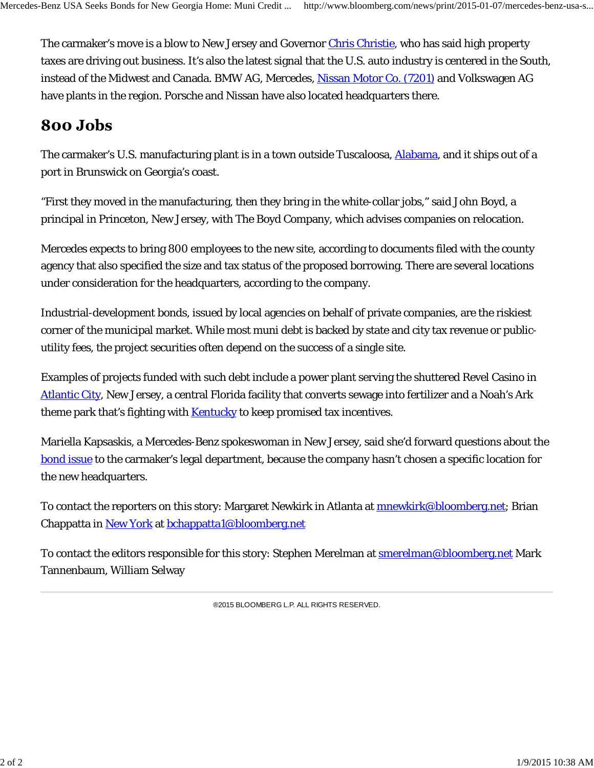The carmaker's move is a blow to New Jersey and Governor Chris Christie, who has said high property taxes are driving out business. It's also the latest signal that the U.S. auto industry is centered in the South, instead of the Midwest and Canada. BMW AG, Mercedes, Nissan Motor Co. (7201) and Volkswagen AG have plants in the region. Porsche and Nissan have also located headquarters there.

## 800 Jobs

The carmaker's U.S. manufacturing plant is in a town outside Tuscaloosa, Alabama, and it ships out of a port in Brunswick on Georgia's coast.

"First they moved in the manufacturing, then they bring in the white-collar jobs," said John Boyd, a principal in Princeton, New Jersey, with The Boyd Company, which advises companies on relocation.

Mercedes expects to bring 800 employees to the new site, according to documents filed with the county agency that also specified the size and tax status of the proposed borrowing. There are several locations under consideration for the headquarters, according to the company.

Industrial-development bonds, issued by local agencies on behalf of private companies, are the riskiest corner of the municipal market. While most muni debt is backed by state and city tax revenue or public-utility fees, the project securities often depend on the success of a single site.

Examples of projects funded with such debt include a power plant serving the shuttered Revel Casino in Atlantic City, New Jersey, a central Florida facility that converts sewage into fertilizer and a Noah's Ark theme park that's fighting with Kentucky to keep promised tax incentives.

Mariella Kapsaskis, a Mercedes-Benz spokeswoman in New Jersey, said she'd forward questions about the bond issue to the carmaker's legal department, because the company hasn't chosen a specific location for the new headquarters.

To contact the reporters on this story: Margaret Newkirk in Atlanta at mnewkirk@bloomberg.net; Brian Chappatta in New York at bchappatta1@bloomberg.net

To contact the editors responsible for this story: Stephen Merelman at smerelman@bloomberg.net Mark Tannenbaum, William Selway

®2015 BLOOMBERG L.P. ALL RIGHTS RESERVED.